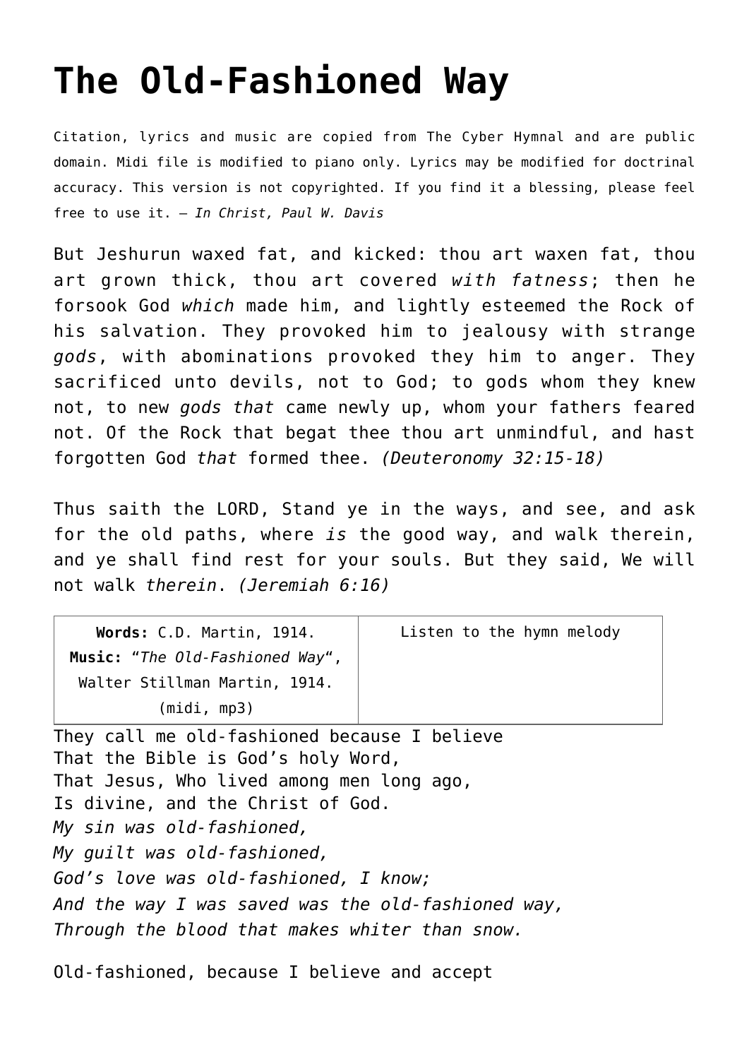# The Old-Fashioned Way

Citation, lyrics and music are copied from The Cyber Hymnal and are public domain. Midi file is modified to piano only. Lyrics may be modified for doctrinal accuracy. This version is not copyrighted. If you find it a blessing, please feel free to use it. — *In Christ, Paul W. Davis*

But Jeshurun waxed fat, and kicked: thou art waxen fat, thou art grown thick, thou art covered *with fatness*; then he forsook God *which* made him, and lightly esteemed the Rock of his salvation. They provoked him to jealousy with strange *gods*, with abominations provoked they him to anger. They sacrificed unto devils, not to God; to gods whom they knew not, to new *gods that* came newly up, whom your fathers feared not. Of the Rock that begat thee thou art unmindful, and hast forgotten God *that* formed thee. *(Deuteronomy 32:15-18)*

Thus saith the LORD, Stand ye in the ways, and see, and ask for the old paths, where *is* the good way, and walk therein, and ye shall find rest for your souls. But they said, We will not walk *therein*. *(Jeremiah 6:16)*

| **Words:** C.D. Martin, 1914.<br>**Music:** "*The Old-Fashioned Way*", Walter Stillman Martin, 1914.<br>(midi, mp3) | Listen to the hymn melody |
| --- | --- |

They call me old-fashioned because I believe
That the Bible is God's holy Word,
That Jesus, Who lived among men long ago,
Is divine, and the Christ of God.
*My sin was old-fashioned,*
*My guilt was old-fashioned,*
*God's love was old-fashioned, I know;*
*And the way I was saved was the old-fashioned way,*
*Through the blood that makes whiter than snow.*

Old-fashioned, because I believe and accept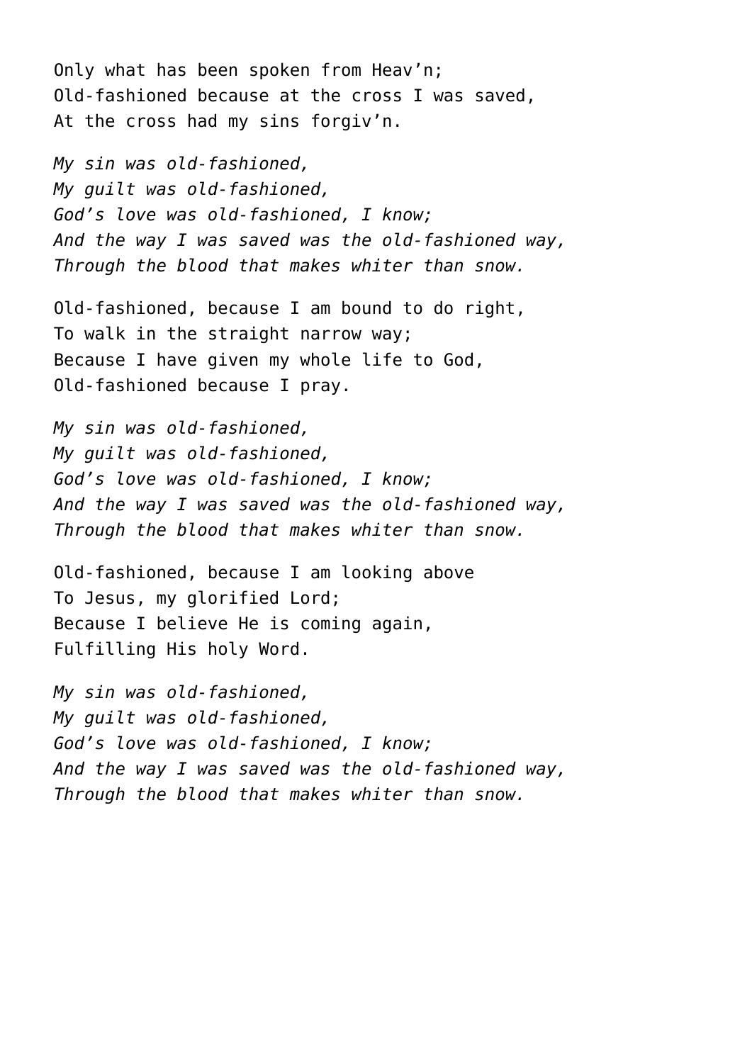Only what has been spoken from Heav'n;
Old-fashioned because at the cross I was saved,
At the cross had my sins forgiv'n.

*My sin was old-fashioned,*
*My guilt was old-fashioned,*
*God's love was old-fashioned, I know;*
*And the way I was saved was the old-fashioned way,*
*Through the blood that makes whiter than snow.*

Old-fashioned, because I am bound to do right,
To walk in the straight narrow way;
Because I have given my whole life to God,
Old-fashioned because I pray.

*My sin was old-fashioned,*
*My guilt was old-fashioned,*
*God's love was old-fashioned, I know;*
*And the way I was saved was the old-fashioned way,*
*Through the blood that makes whiter than snow.*

Old-fashioned, because I am looking above
To Jesus, my glorified Lord;
Because I believe He is coming again,
Fulfilling His holy Word.

*My sin was old-fashioned,*
*My guilt was old-fashioned,*
*God's love was old-fashioned, I know;*
*And the way I was saved was the old-fashioned way,*
*Through the blood that makes whiter than snow.*